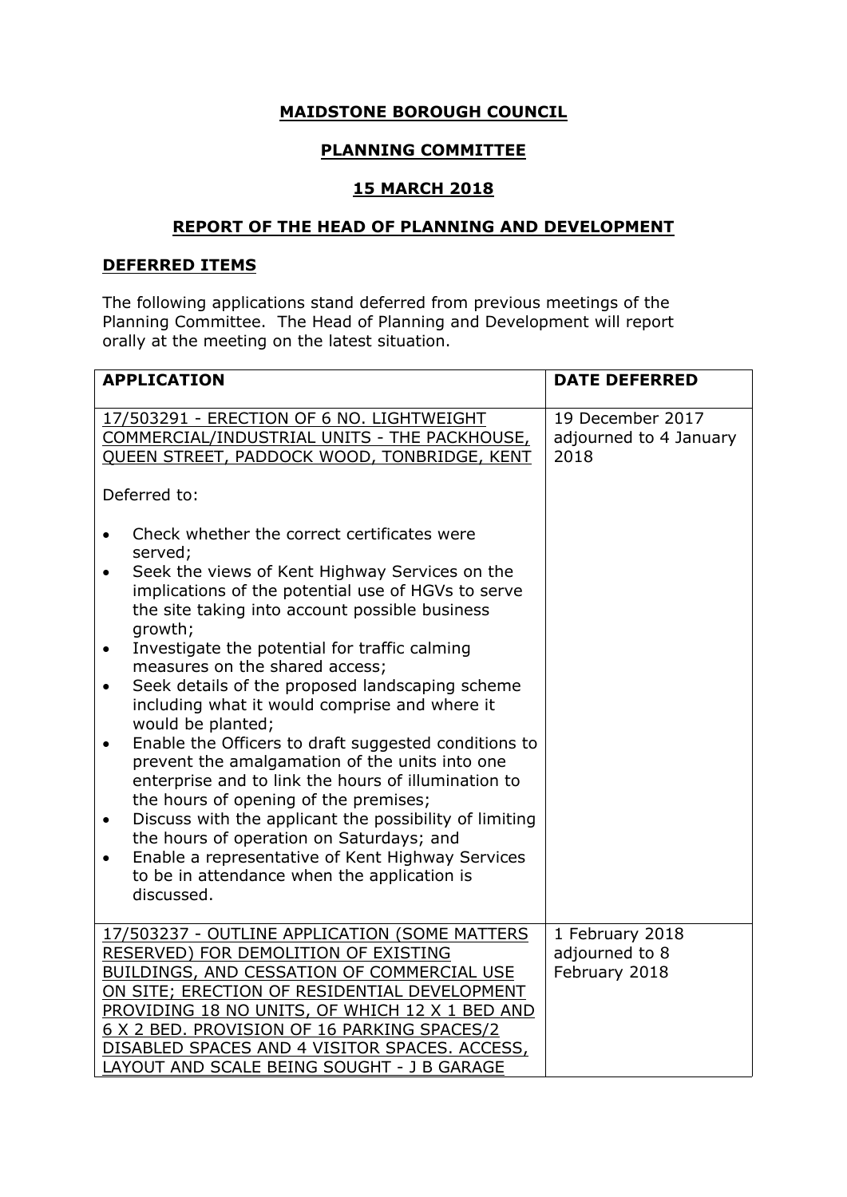**MAIDSTONE BOROUGH COUNCIL**

**PLANNING COMMITTEE**

**15 MARCH 2018**

**REPORT OF THE HEAD OF PLANNING AND DEVELOPMENT**

**DEFERRED ITEMS**

The following applications stand deferred from previous meetings of the Planning Committee. The Head of Planning and Development will report orally at the meeting on the latest situation.

| APPLICATION | DATE DEFERRED |
|---|---|
| 17/503291 - ERECTION OF 6 NO. LIGHTWEIGHT COMMERCIAL/INDUSTRIAL UNITS - THE PACKHOUSE, QUEEN STREET, PADDOCK WOOD, TONBRIDGE, KENT<br><br>Deferred to:<br><br>• Check whether the correct certificates were served;<br>• Seek the views of Kent Highway Services on the implications of the potential use of HGVs to serve the site taking into account possible business growth;<br>• Investigate the potential for traffic calming measures on the shared access;<br>• Seek details of the proposed landscaping scheme including what it would comprise and where it would be planted;<br>• Enable the Officers to draft suggested conditions to prevent the amalgamation of the units into one enterprise and to link the hours of illumination to the hours of opening of the premises;<br>• Discuss with the applicant the possibility of limiting the hours of operation on Saturdays; and<br>• Enable a representative of Kent Highway Services to be in attendance when the application is discussed. | 19 December 2017 adjourned to 4 January 2018 |
| 17/503237 - OUTLINE APPLICATION (SOME MATTERS RESERVED) FOR DEMOLITION OF EXISTING BUILDINGS, AND CESSATION OF COMMERCIAL USE ON SITE; ERECTION OF RESIDENTIAL DEVELOPMENT PROVIDING 18 NO UNITS, OF WHICH 12 X 1 BED AND 6 X 2 BED. PROVISION OF 16 PARKING SPACES/2 DISABLED SPACES AND 4 VISITOR SPACES. ACCESS, LAYOUT AND SCALE BEING SOUGHT - J B GARAGE | 1 February 2018 adjourned to 8 February 2018 |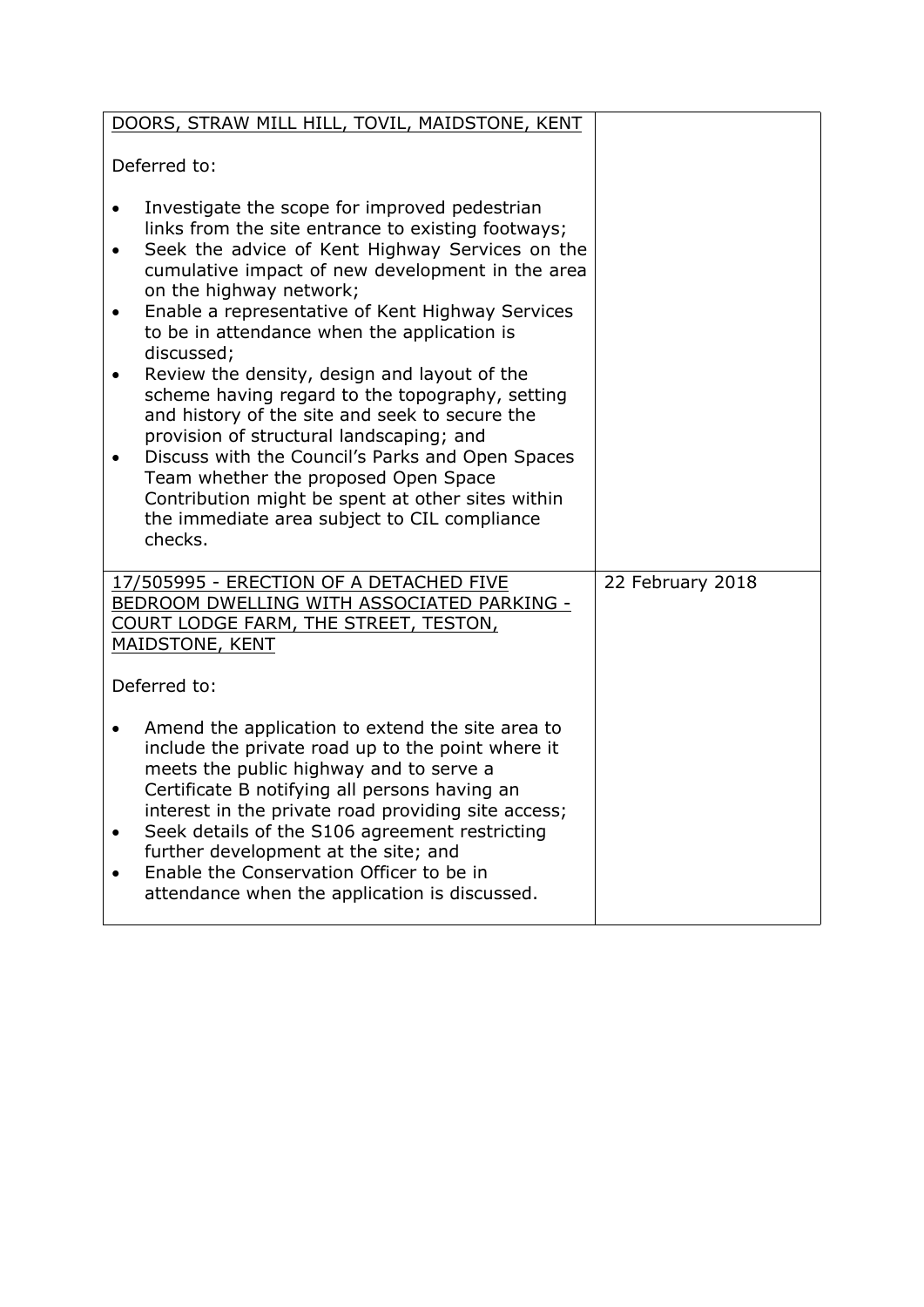| | |
|---|---|
| DOORS, STRAW MILL HILL, TOVIL, MAIDSTONE, KENT<br><br>Deferred to:<br><br>• Investigate the scope for improved pedestrian links from the site entrance to existing footways;<br>• Seek the advice of Kent Highway Services on the cumulative impact of new development in the area on the highway network;<br>• Enable a representative of Kent Highway Services to be in attendance when the application is discussed;<br>• Review the density, design and layout of the scheme having regard to the topography, setting and history of the site and seek to secure the provision of structural landscaping; and<br>• Discuss with the Council's Parks and Open Spaces Team whether the proposed Open Space Contribution might be spent at other sites within the immediate area subject to CIL compliance checks. | |
| 17/505995 - ERECTION OF A DETACHED FIVE BEDROOM DWELLING WITH ASSOCIATED PARKING - COURT LODGE FARM, THE STREET, TESTON, MAIDSTONE, KENT<br><br>Deferred to:<br><br>• Amend the application to extend the site area to include the private road up to the point where it meets the public highway and to serve a Certificate B notifying all persons having an interest in the private road providing site access;<br>• Seek details of the S106 agreement restricting further development at the site; and<br>• Enable the Conservation Officer to be in attendance when the application is discussed. | 22 February 2018 |